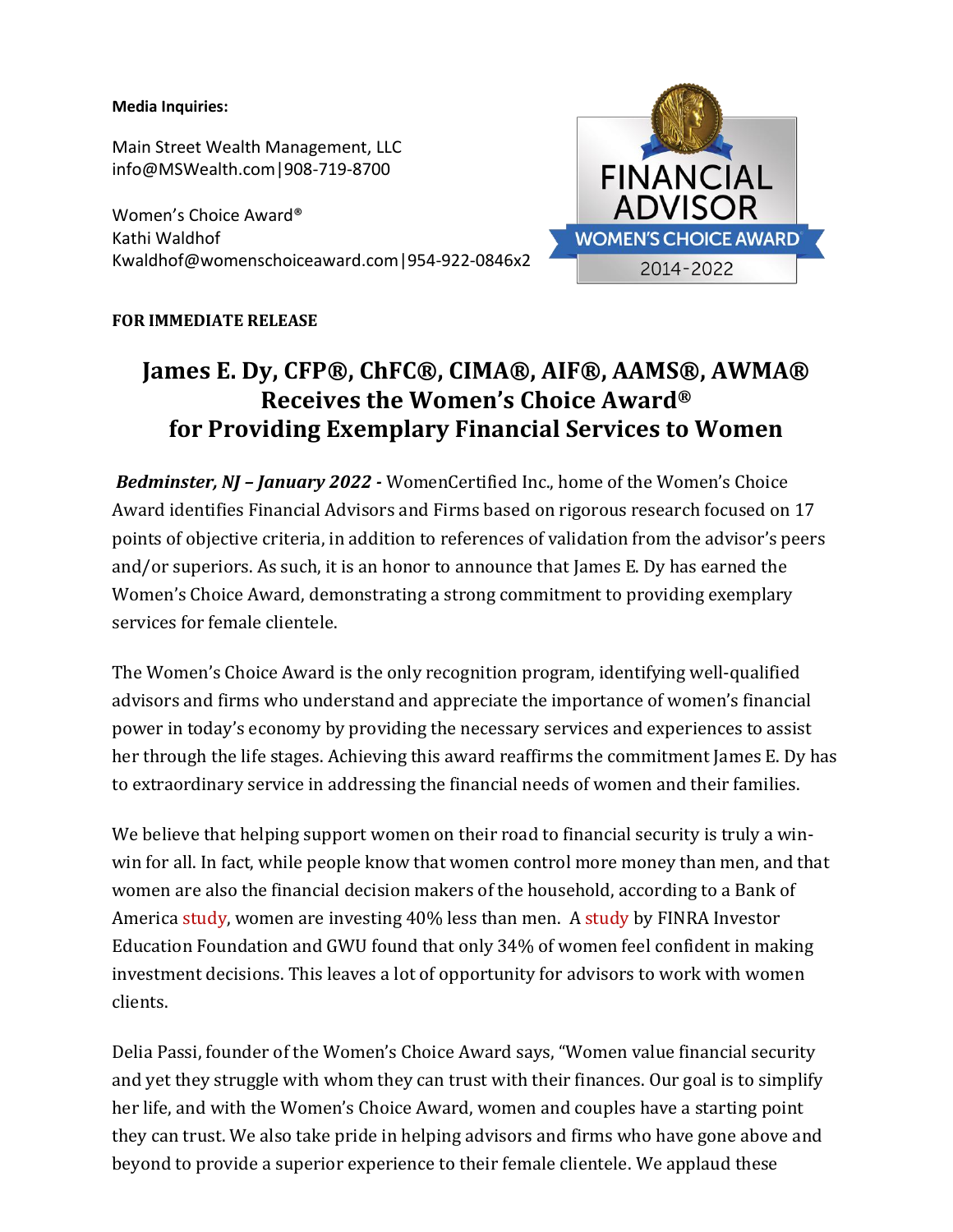**Media Inquiries:**

Main Street Wealth Management, LLC
info@MSWealth.com|908-719-8700

Women's Choice Award®
Kathi Waldhof
Kwaldhof@womenschoiceaward.com|954-922-0846x2

**FOR IMMEDIATE RELEASE**

# James E. Dy, CFP®, ChFC®, CIMA®, AIF®, AAMS®, AWMA® Receives the Women's Choice Award® for Providing Exemplary Financial Services to Women

***Bedminster, NJ – January 2022 -*** WomenCertified Inc., home of the Women's Choice Award identifies Financial Advisors and Firms based on rigorous research focused on 17 points of objective criteria, in addition to references of validation from the advisor's peers and/or superiors. As such, it is an honor to announce that James E. Dy has earned the Women's Choice Award, demonstrating a strong commitment to providing exemplary services for female clientele.

The Women's Choice Award is the only recognition program, identifying well-qualified advisors and firms who understand and appreciate the importance of women's financial power in today's economy by providing the necessary services and experiences to assist her through the life stages. Achieving this award reaffirms the commitment James E. Dy has to extraordinary service in addressing the financial needs of women and their families.

We believe that helping support women on their road to financial security is truly a win-win for all. In fact, while people know that women control more money than men, and that women are also the financial decision makers of the household, according to a Bank of America study, women are investing 40% less than men. A study by FINRA Investor Education Foundation and GWU found that only 34% of women feel confident in making investment decisions. This leaves a lot of opportunity for advisors to work with women clients.

Delia Passi, founder of the Women's Choice Award says, "Women value financial security and yet they struggle with whom they can trust with their finances. Our goal is to simplify her life, and with the Women's Choice Award, women and couples have a starting point they can trust. We also take pride in helping advisors and firms who have gone above and beyond to provide a superior experience to their female clientele. We applaud these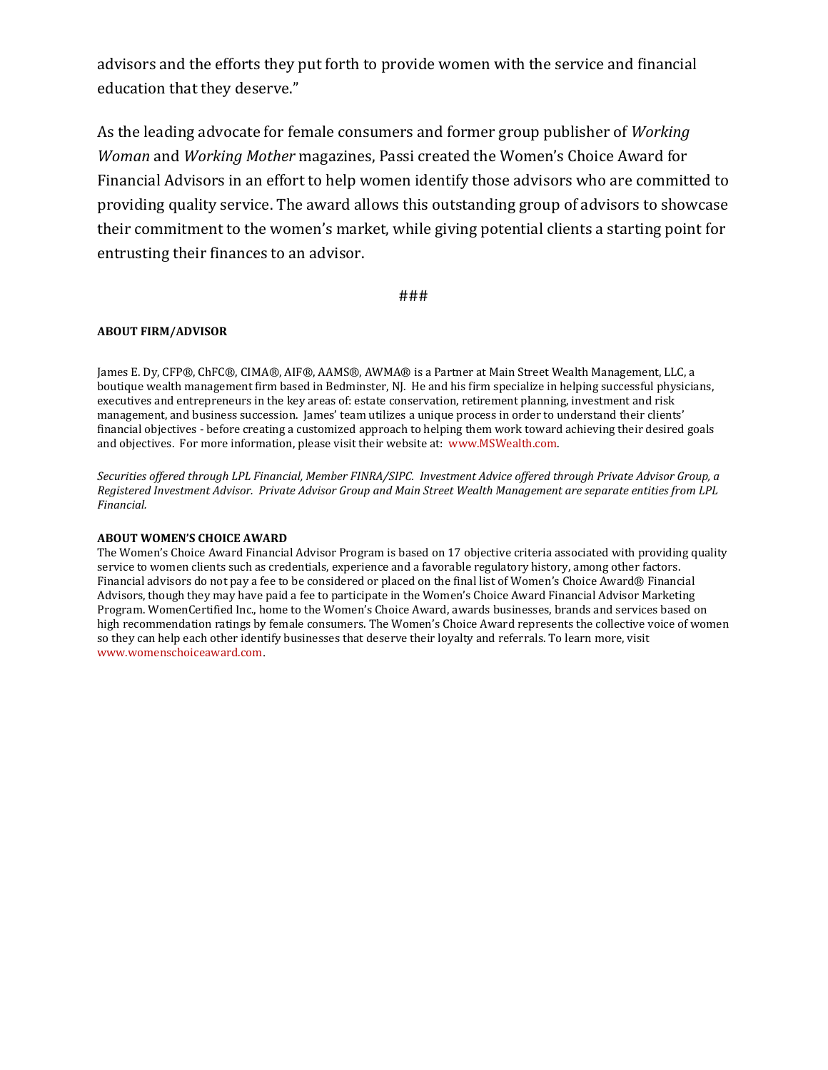advisors and the efforts they put forth to provide women with the service and financial education that they deserve."

As the leading advocate for female consumers and former group publisher of *Working Woman* and *Working Mother* magazines, Passi created the Women's Choice Award for Financial Advisors in an effort to help women identify those advisors who are committed to providing quality service. The award allows this outstanding group of advisors to showcase their commitment to the women's market, while giving potential clients a starting point for entrusting their finances to an advisor.

###

**ABOUT FIRM/ADVISOR**

James E. Dy, CFP®, ChFC®, CIMA®, AIF®, AAMS®, AWMA® is a Partner at Main Street Wealth Management, LLC, a boutique wealth management firm based in Bedminster, NJ. He and his firm specialize in helping successful physicians, executives and entrepreneurs in the key areas of: estate conservation, retirement planning, investment and risk management, and business succession. James' team utilizes a unique process in order to understand their clients' financial objectives - before creating a customized approach to helping them work toward achieving their desired goals and objectives. For more information, please visit their website at: www.MSWealth.com.

*Securities offered through LPL Financial, Member FINRA/SIPC. Investment Advice offered through Private Advisor Group, a Registered Investment Advisor. Private Advisor Group and Main Street Wealth Management are separate entities from LPL Financial.*

**ABOUT WOMEN'S CHOICE AWARD**

The Women's Choice Award Financial Advisor Program is based on 17 objective criteria associated with providing quality service to women clients such as credentials, experience and a favorable regulatory history, among other factors. Financial advisors do not pay a fee to be considered or placed on the final list of Women's Choice Award® Financial Advisors, though they may have paid a fee to participate in the Women's Choice Award Financial Advisor Marketing Program. WomenCertified Inc., home to the Women's Choice Award, awards businesses, brands and services based on high recommendation ratings by female consumers. The Women's Choice Award represents the collective voice of women so they can help each other identify businesses that deserve their loyalty and referrals. To learn more, visit www.womenschoiceaward.com.